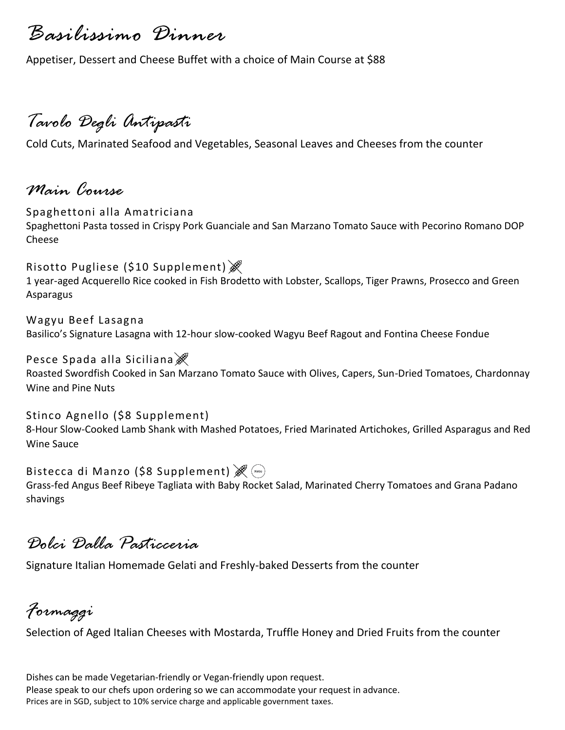# Basilissimo Dinner

Appetiser, Dessert and Cheese Buffet with a choice of Main Course at $88

## Tavolo Degli Antipasti

Cold Cuts, Marinated Seafood and Vegetables, Seasonal Leaves and Cheeses from the counter

## Main Course

### Spaghettoni alla Amatriciana

Spaghettoni Pasta tossed in Crispy Pork Guanciale and San Marzano Tomato Sauce with Pecorino Romano DOP Cheese

### Risotto Pugliese ($10 Supplement)

1 year-aged Acquerello Rice cooked in Fish Brodetto with Lobster, Scallops, Tiger Prawns, Prosecco and Green Asparagus

### Wagyu Beef Lasagna

Basilico's Signature Lasagna with 12-hour slow-cooked Wagyu Beef Ragout and Fontina Cheese Fondue

### Pesce Spada alla Siciliana

Roasted Swordfish Cooked in San Marzano Tomato Sauce with Olives, Capers, Sun-Dried Tomatoes, Chardonnay Wine and Pine Nuts

### Stinco Agnello ($8 Supplement)

8-Hour Slow-Cooked Lamb Shank with Mashed Potatoes, Fried Marinated Artichokes, Grilled Asparagus and Red Wine Sauce

### Bistecca di Manzo ($8 Supplement) Keto

Grass-fed Angus Beef Ribeye Tagliata with Baby Rocket Salad, Marinated Cherry Tomatoes and Grana Padano shavings

## Dolci Dalla Pasticceria

Signature Italian Homemade Gelati and Freshly-baked Desserts from the counter

## Formaggi

Selection of Aged Italian Cheeses with Mostarda, Truffle Honey and Dried Fruits from the counter

Dishes can be made Vegetarian-friendly or Vegan-friendly upon request.
Please speak to our chefs upon ordering so we can accommodate your request in advance.
Prices are in SGD, subject to 10% service charge and applicable government taxes.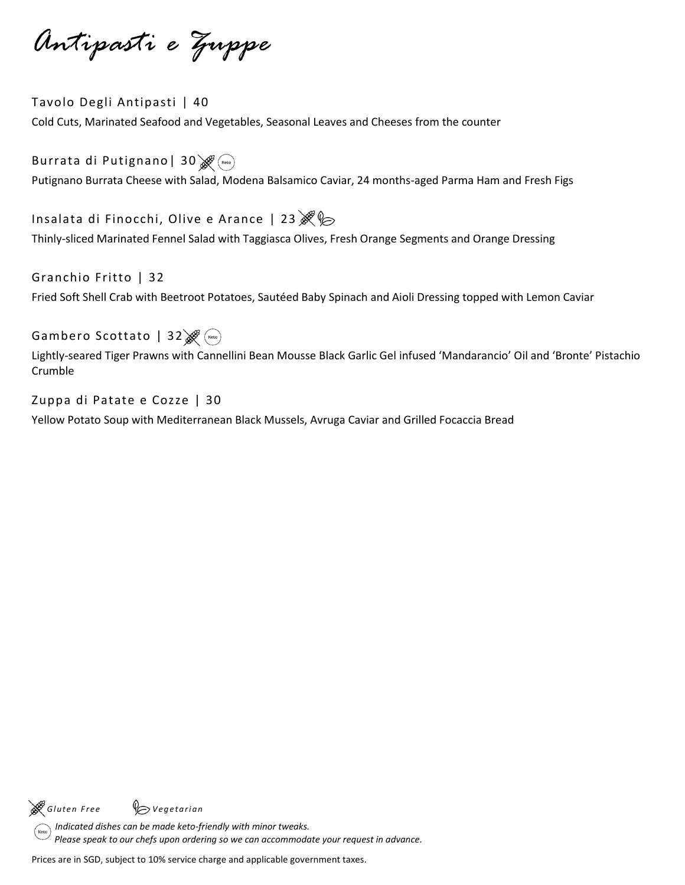# Antipasti e Zuppe

### Tavolo Degli Antipasti | 40

Cold Cuts, Marinated Seafood and Vegetables, Seasonal Leaves and Cheeses from the counter

### Burrata di Putignano| 30 (Gluten Free) (Keto)

Putignano Burrata Cheese with Salad, Modena Balsamico Caviar, 24 months-aged Parma Ham and Fresh Figs

### Insalata di Finocchi, Olive e Arance | 23 (Gluten Free) (Vegetarian)

Thinly-sliced Marinated Fennel Salad with Taggiasca Olives, Fresh Orange Segments and Orange Dressing

### Granchio Fritto | 32

Fried Soft Shell Crab with Beetroot Potatoes, Sautéed Baby Spinach and Aioli Dressing topped with Lemon Caviar

### Gambero Scottato | 32 (Gluten Free) (Keto)

Lightly-seared Tiger Prawns with Cannellini Bean Mousse Black Garlic Gel infused 'Mandarancio' Oil and 'Bronte' Pistachio Crumble

### Zuppa di Patate e Cozze | 30

Yellow Potato Soup with Mediterranean Black Mussels, Avruga Caviar and Grilled Focaccia Bread

*Gluten Free* *Vegetarian*

(Keto) *Indicated dishes can be made keto-friendly with minor tweaks.*
*Please speak to our chefs upon ordering so we can accommodate your request in advance.*

Prices are in SGD, subject to 10% service charge and applicable government taxes.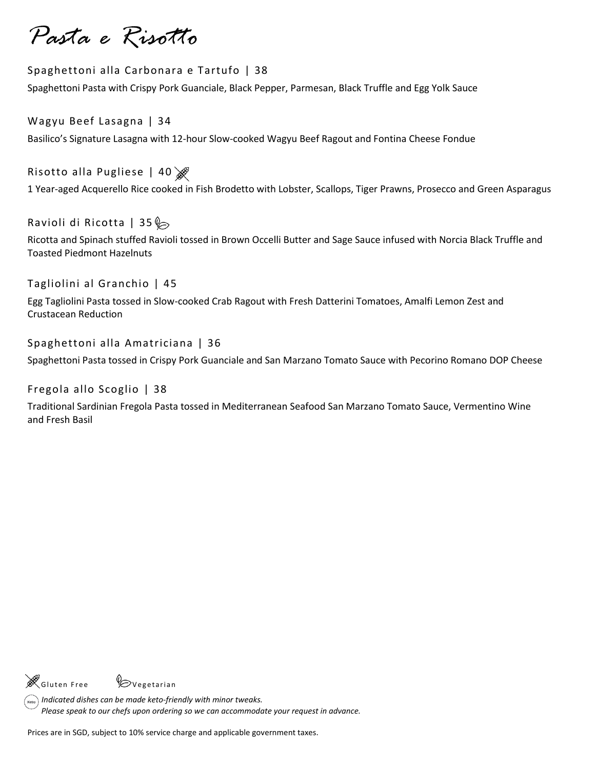# Pasta e Risotto

### Spaghettoni alla Carbonara e Tartufo | 38

Spaghettoni Pasta with Crispy Pork Guanciale, Black Pepper, Parmesan, Black Truffle and Egg Yolk Sauce

### Wagyu Beef Lasagna | 34

Basilico's Signature Lasagna with 12-hour Slow-cooked Wagyu Beef Ragout and Fontina Cheese Fondue

### Risotto alla Pugliese | 40 (Gluten Free)

1 Year-aged Acquerello Rice cooked in Fish Brodetto with Lobster, Scallops, Tiger Prawns, Prosecco and Green Asparagus

### Ravioli di Ricotta | 35 (Vegetarian)

Ricotta and Spinach stuffed Ravioli tossed in Brown Occelli Butter and Sage Sauce infused with Norcia Black Truffle and Toasted Piedmont Hazelnuts

### Tagliolini al Granchio | 45

Egg Tagliolini Pasta tossed in Slow-cooked Crab Ragout with Fresh Datterini Tomatoes, Amalfi Lemon Zest and Crustacean Reduction

### Spaghettoni alla Amatriciana | 36

Spaghettoni Pasta tossed in Crispy Pork Guanciale and San Marzano Tomato Sauce with Pecorino Romano DOP Cheese

### Fregola allo Scoglio | 38

Traditional Sardinian Fregola Pasta tossed in Mediterranean Seafood San Marzano Tomato Sauce, Vermentino Wine and Fresh Basil

Gluten Free    Vegetarian

Keto: *Indicated dishes can be made keto-friendly with minor tweaks.*
*Please speak to our chefs upon ordering so we can accommodate your request in advance.*

Prices are in SGD, subject to 10% service charge and applicable government taxes.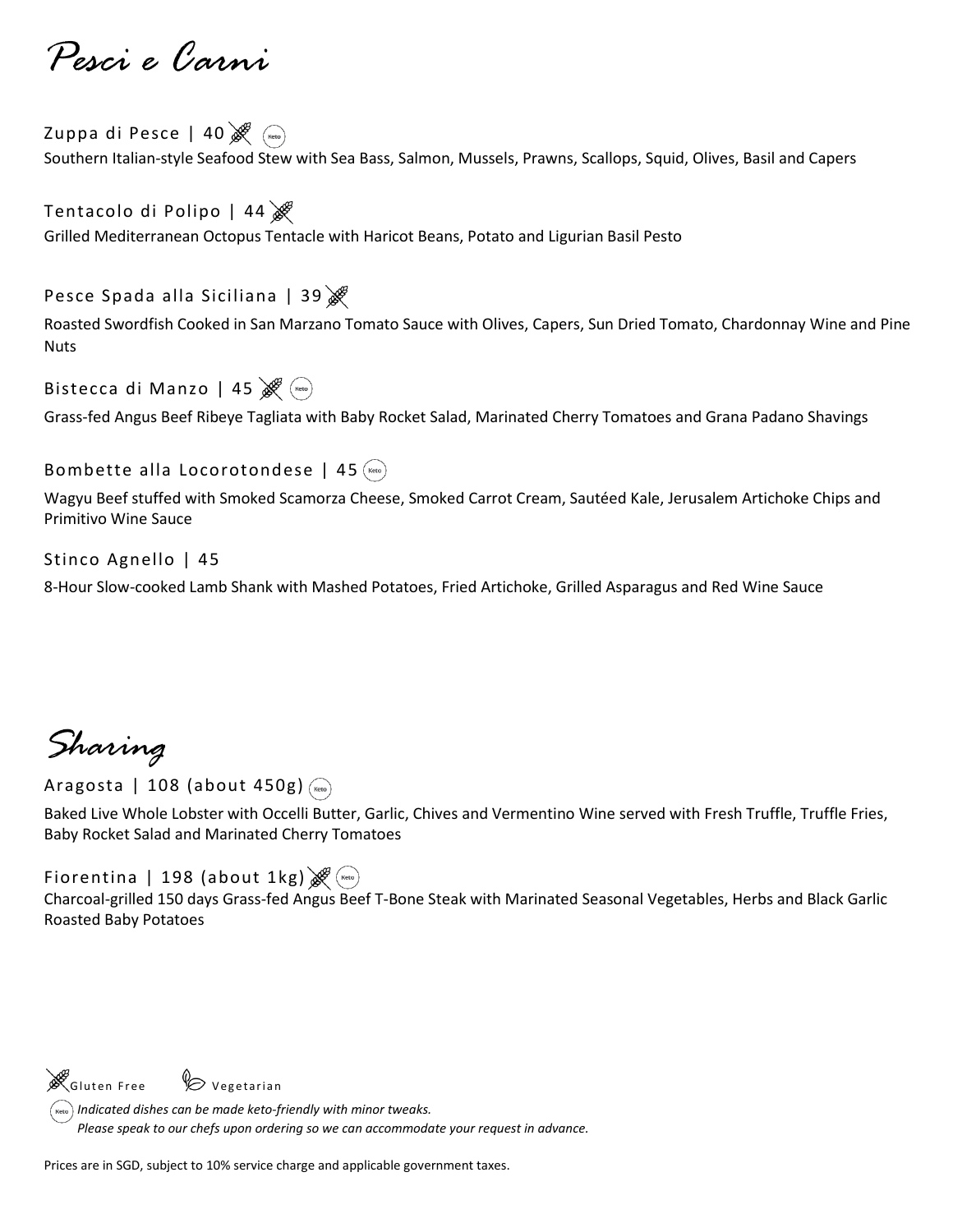# *Pesci e Carni*

### Zuppa di Pesce | 40 (Gluten Free) (Keto)

Southern Italian-style Seafood Stew with Sea Bass, Salmon, Mussels, Prawns, Scallops, Squid, Olives, Basil and Capers

### Tentacolo di Polipo | 44 (Gluten Free)

Grilled Mediterranean Octopus Tentacle with Haricot Beans, Potato and Ligurian Basil Pesto

### Pesce Spada alla Siciliana | 39 (Gluten Free)

Roasted Swordfish Cooked in San Marzano Tomato Sauce with Olives, Capers, Sun Dried Tomato, Chardonnay Wine and Pine Nuts

### Bistecca di Manzo | 45 (Gluten Free) (Keto)

Grass-fed Angus Beef Ribeye Tagliata with Baby Rocket Salad, Marinated Cherry Tomatoes and Grana Padano Shavings

### Bombette alla Locorotondese | 45 (Keto)

Wagyu Beef stuffed with Smoked Scamorza Cheese, Smoked Carrot Cream, Sautéed Kale, Jerusalem Artichoke Chips and Primitivo Wine Sauce

### Stinco Agnello | 45

8-Hour Slow-cooked Lamb Shank with Mashed Potatoes, Fried Artichoke, Grilled Asparagus and Red Wine Sauce

# *Sharing*

### Aragosta | 108 (about 450g) (Keto)

Baked Live Whole Lobster with Occelli Butter, Garlic, Chives and Vermentino Wine served with Fresh Truffle, Truffle Fries, Baby Rocket Salad and Marinated Cherry Tomatoes

### Fiorentina | 198 (about 1kg) (Gluten Free) (Keto)

Charcoal-grilled 150 days Grass-fed Angus Beef T-Bone Steak with Marinated Seasonal Vegetables, Herbs and Black Garlic Roasted Baby Potatoes

Gluten Free Vegetarian

(Keto) *Indicated dishes can be made keto-friendly with minor tweaks.*
*Please speak to our chefs upon ordering so we can accommodate your request in advance.*

Prices are in SGD, subject to 10% service charge and applicable government taxes.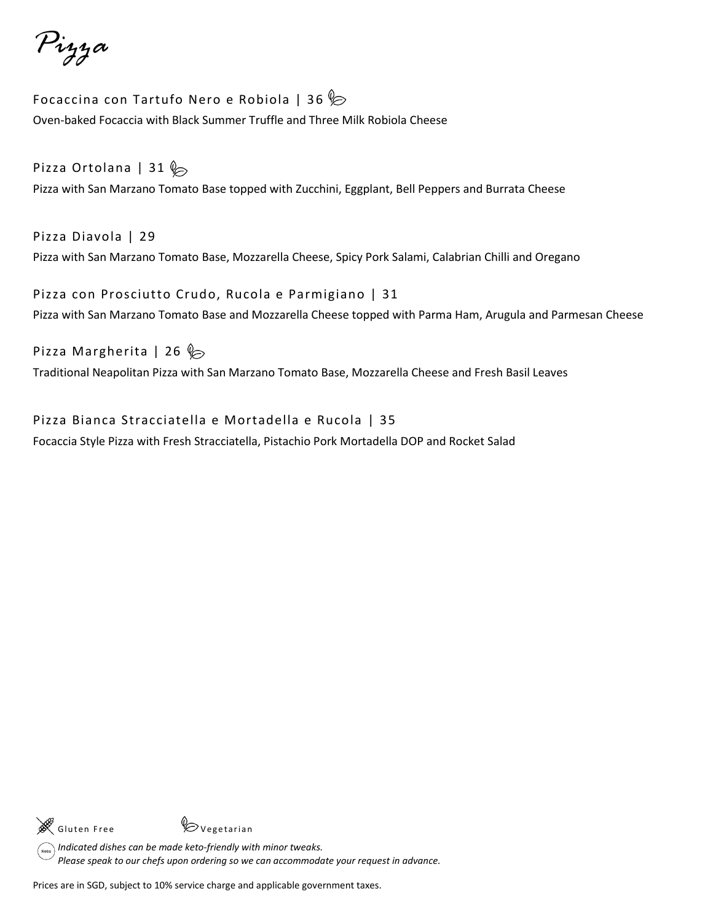# Pizza

Focaccina con Tartufo Nero e Robiola | 36 (Vegetarian)

Oven-baked Focaccia with Black Summer Truffle and Three Milk Robiola Cheese

Pizza Ortolana | 31 (Vegetarian)

Pizza with San Marzano Tomato Base topped with Zucchini, Eggplant, Bell Peppers and Burrata Cheese

Pizza Diavola | 29

Pizza with San Marzano Tomato Base, Mozzarella Cheese, Spicy Pork Salami, Calabrian Chilli and Oregano

Pizza con Prosciutto Crudo, Rucola e Parmigiano | 31

Pizza with San Marzano Tomato Base and Mozzarella Cheese topped with Parma Ham, Arugula and Parmesan Cheese

Pizza Margherita | 26 (Vegetarian)

Traditional Neapolitan Pizza with San Marzano Tomato Base, Mozzarella Cheese and Fresh Basil Leaves

Pizza Bianca Stracciatella e Mortadella e Rucola | 35

Focaccia Style Pizza with Fresh Stracciatella, Pistachio Pork Mortadella DOP and Rocket Salad

Gluten Free    Vegetarian

*Indicated dishes can be made keto-friendly with minor tweaks.*
*Please speak to our chefs upon ordering so we can accommodate your request in advance.*

Prices are in SGD, subject to 10% service charge and applicable government taxes.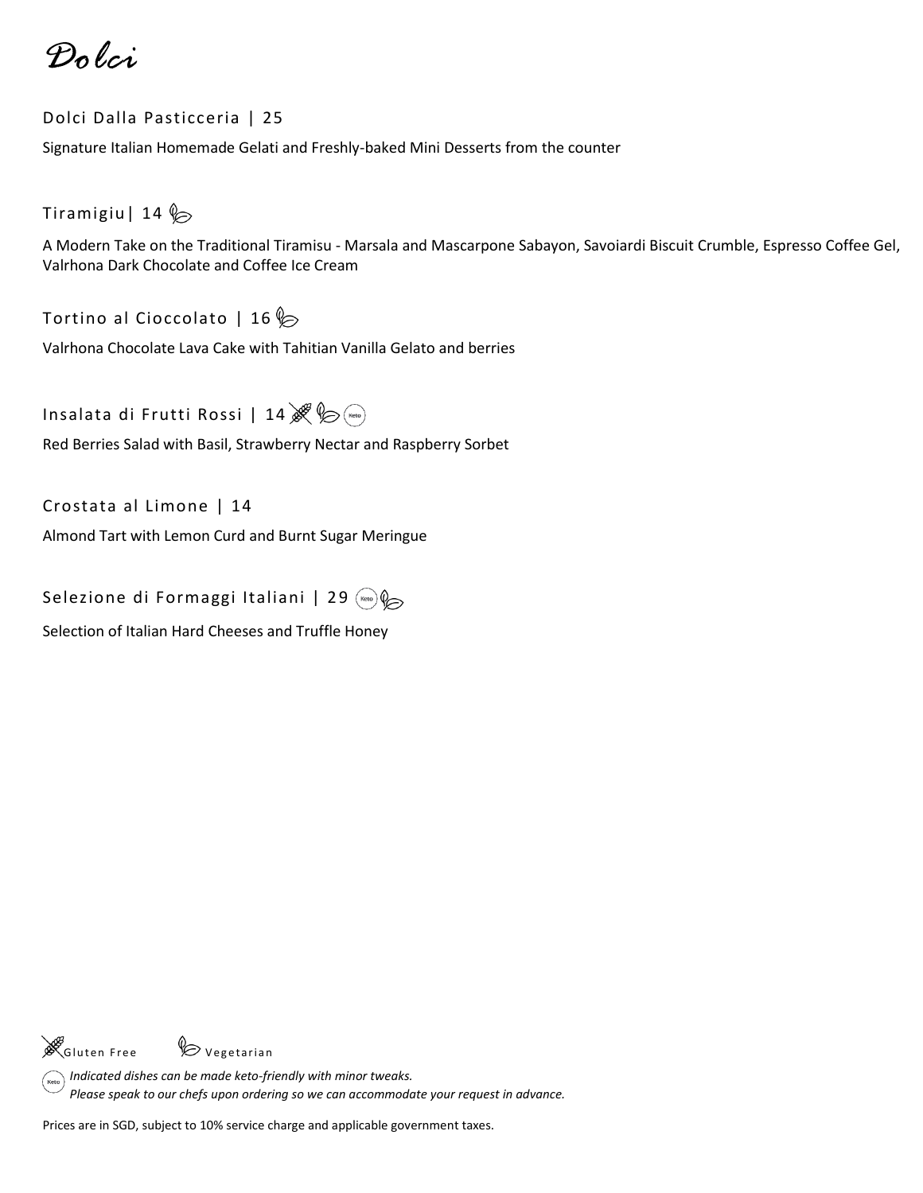# Dolci

## Dolci Dalla Pasticceria | 25

Signature Italian Homemade Gelati and Freshly-baked Mini Desserts from the counter

## Tiramigiu| 14

A Modern Take on the Traditional Tiramisu - Marsala and Mascarpone Sabayon, Savoiardi Biscuit Crumble, Espresso Coffee Gel, Valrhona Dark Chocolate and Coffee Ice Cream

## Tortino al Cioccolato | 16

Valrhona Chocolate Lava Cake with Tahitian Vanilla Gelato and berries

## Insalata di Frutti Rossi | 14

Red Berries Salad with Basil, Strawberry Nectar and Raspberry Sorbet

## Crostata al Limone | 14

Almond Tart with Lemon Curd and Burnt Sugar Meringue

## Selezione di Formaggi Italiani | 29

Selection of Italian Hard Cheeses and Truffle Honey

Gluten Free Vegetarian

Keto *Indicated dishes can be made keto-friendly with minor tweaks.*
*Please speak to our chefs upon ordering so we can accommodate your request in advance.*

Prices are in SGD, subject to 10% service charge and applicable government taxes.